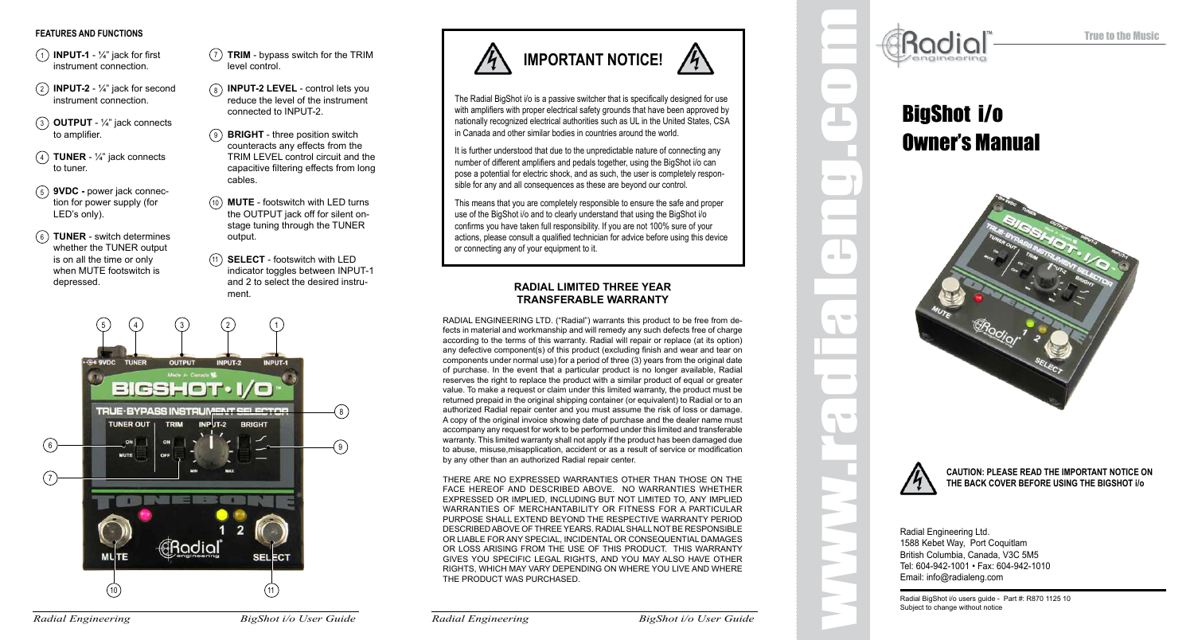## FEATURES AND FUNCTIONS

1. **INPUT-1** - ¼" jack for first instrument connection.
2. **INPUT-2** - ¼" jack for second instrument connection.
3. **OUTPUT** - ¼" jack connects to amplifier.
4. **TUNER** - ¼" jack connects to tuner.
5. **9VDC -** power jack connection for power supply (for LED's only).
6. **TUNER** - switch determines whether the TUNER output is on all the time or only when MUTE footswitch is depressed.
7. **TRIM** - bypass switch for the TRIM level control.
8. **INPUT-2 LEVEL** - control lets you reduce the level of the instrument connected to INPUT-2.
9. **BRIGHT** - three position switch counteracts any effects from the TRIM LEVEL control circuit and the capacitive filtering effects from long cables.
10. **MUTE** - footswitch with LED turns the OUTPUT jack off for silent on-stage tuning through the TUNER output.
11. **SELECT** - footswitch with LED indicator toggles between INPUT-1 and 2 to select the desired instrument.

## IMPORTANT NOTICE!

The Radial BigShot i/o is a passive switcher that is specifically designed for use with amplifiers with proper electrical safety grounds that have been approved by nationally recognized electrical authorities such as UL in the United States, CSA in Canada and other similar bodies in countries around the world.

It is further understood that due to the unpredictable nature of connecting any number of different amplifiers and pedals together, using the BigShot i/o can pose a potential for electric shock, and as such, the user is completely responsible for any and all consequences as these are beyond our control.

This means that you are completely responsible to ensure the safe and proper use of the BigShot i/o and to clearly understand that using the BigShot i/o confirms you have taken full responsibility. If you are not 100% sure of your actions, please consult a qualified technician for advice before using this device or connecting any of your equipment to it.

### RADIAL LIMITED THREE YEAR TRANSFERABLE WARRANTY

RADIAL ENGINEERING LTD. ("Radial") warrants this product to be free from defects in material and workmanship and will remedy any such defects free of charge according to the terms of this warranty. Radial will repair or replace (at its option) any defective component(s) of this product (excluding finish and wear and tear on components under normal use) for a period of three (3) years from the original date of purchase. In the event that a particular product is no longer available, Radial reserves the right to replace the product with a similar product of equal or greater value. To make a request or claim under this limited warranty, the product must be returned prepaid in the original shipping container (or equivalent) to Radial or to an authorized Radial repair center and you must assume the risk of loss or damage. A copy of the original invoice showing date of purchase and the dealer name must accompany any request for work to be performed under this limited and transferable warranty. This limited warranty shall not apply if the product has been damaged due to abuse, misuse,misapplication, accident or as a result of service or modification by any other than an authorized Radial repair center.

THERE ARE NO EXPRESSED WARRANTIES OTHER THAN THOSE ON THE FACE HEREOF AND DESCRIBED ABOVE. NO WARRANTIES WHETHER EXPRESSED OR IMPLIED, INCLUDING BUT NOT LIMITED TO, ANY IMPLIED WARRANTIES OF MERCHANTABILITY OR FITNESS FOR A PARTICULAR PURPOSE SHALL EXTEND BEYOND THE RESPECTIVE WARRANTY PERIOD DESCRIBED ABOVE OF THREE YEARS. RADIAL SHALL NOT BE RESPONSIBLE OR LIABLE FOR ANY SPECIAL, INCIDENTAL OR CONSEQUENTIAL DAMAGES OR LOSS ARISING FROM THE USE OF THIS PRODUCT. THIS WARRANTY GIVES YOU SPECIFIC LEGAL RIGHTS, AND YOU MAY ALSO HAVE OTHER RIGHTS, WHICH MAY VARY DEPENDING ON WHERE YOU LIVE AND WHERE THE PRODUCT WAS PURCHASED.

www.radialeng.com

True to the Music

# BigShot i/o Owner's Manual

**CAUTION: PLEASE READ THE IMPORTANT NOTICE ON THE BACK COVER BEFORE USING THE BIGSHOT i/o**

Radial Engineering Ltd.
1588 Kebet Way, Port Coquitlam
British Columbia, Canada, V3C 5M5
Tel: 604-942-1001 • Fax: 604-942-1010
Email: info@radialeng.com

Radial BigShot i/o users guide - Part #: R870 1125 10
Subject to change without notice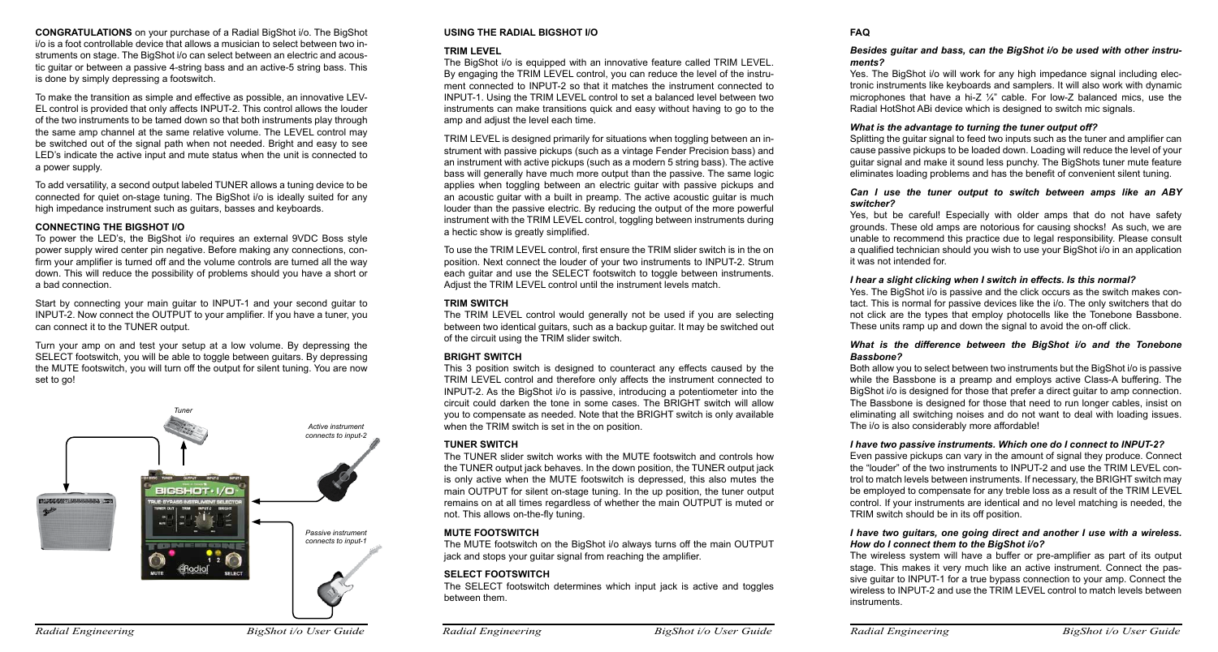**CONGRATULATIONS** on your purchase of a Radial BigShot i/o. The BigShot i/o is a foot controllable device that allows a musician to select between two instruments on stage. The BigShot i/o can select between an electric and acoustic guitar or between a passive 4-string bass and an active-5 string bass. This is done by simply depressing a footswitch.

To make the transition as simple and effective as possible, an innovative LEVEL control is provided that only affects INPUT-2. This control allows the louder of the two instruments to be tamed down so that both instruments play through the same amp channel at the same relative volume. The LEVEL control may be switched out of the signal path when not needed. Bright and easy to see LED's indicate the active input and mute status when the unit is connected to a power supply.

To add versatility, a second output labeled TUNER allows a tuning device to be connected for quiet on-stage tuning. The BigShot i/o is ideally suited for any high impedance instrument such as guitars, basses and keyboards.

## CONNECTING THE BIGSHOT I/O

To power the LED's, the BigShot i/o requires an external 9VDC Boss style power supply wired center pin negative. Before making any connections, confirm your amplifier is turned off and the volume controls are turned all the way down. This will reduce the possibility of problems should you have a short or a bad connection.

Start by connecting your main guitar to INPUT-1 and your second guitar to INPUT-2. Now connect the OUTPUT to your amplifier. If you have a tuner, you can connect it to the TUNER output.

Turn your amp on and test your setup at a low volume. By depressing the SELECT footswitch, you will be able to toggle between guitars. By depressing the MUTE footswitch, you will turn off the output for silent tuning. You are now set to go!

Tuner

Active instrument connects to input-2

Passive instrument connects to input-1

## USING THE RADIAL BIGSHOT I/O

### TRIM LEVEL

The BigShot i/o is equipped with an innovative feature called TRIM LEVEL. By engaging the TRIM LEVEL control, you can reduce the level of the instrument connected to INPUT-2 so that it matches the instrument connected to INPUT-1. Using the TRIM LEVEL control to set a balanced level between two instruments can make transitions quick and easy without having to go to the amp and adjust the level each time.

TRIM LEVEL is designed primarily for situations when toggling between an instrument with passive pickups (such as a vintage Fender Precision bass) and an instrument with active pickups (such as a modern 5 string bass). The active bass will generally have much more output than the passive. The same logic applies when toggling between an electric guitar with passive pickups and an acoustic guitar with a built in preamp. The active acoustic guitar is much louder than the passive electric. By reducing the output of the more powerful instrument with the TRIM LEVEL control, toggling between instruments during a hectic show is greatly simplified.

To use the TRIM LEVEL control, first ensure the TRIM slider switch is in the on position. Next connect the louder of your two instruments to INPUT-2. Strum each guitar and use the SELECT footswitch to toggle between instruments. Adjust the TRIM LEVEL control until the instrument levels match.

### TRIM SWITCH

The TRIM LEVEL control would generally not be used if you are selecting between two identical guitars, such as a backup guitar. It may be switched out of the circuit using the TRIM slider switch.

### BRIGHT SWITCH

This 3 position switch is designed to counteract any effects caused by the TRIM LEVEL control and therefore only affects the instrument connected to INPUT-2. As the BigShot i/o is passive, introducing a potentiometer into the circuit could darken the tone in some cases. The BRIGHT switch will allow you to compensate as needed. Note that the BRIGHT switch is only available when the TRIM switch is set in the on position.

### TUNER SWITCH

The TUNER slider switch works with the MUTE footswitch and controls how the TUNER output jack behaves. In the down position, the TUNER output jack is only active when the MUTE footswitch is depressed, this also mutes the main OUTPUT for silent on-stage tuning. In the up position, the tuner output remains on at all times regardless of whether the main OUTPUT is muted or not. This allows on-the-fly tuning.

### MUTE FOOTSWITCH

The MUTE footswitch on the BigShot i/o always turns off the main OUTPUT jack and stops your guitar signal from reaching the amplifier.

### SELECT FOOTSWITCH

The SELECT footswitch determines which input jack is active and toggles between them.

## FAQ

***Besides guitar and bass, can the BigShot i/o be used with other instruments?***

Yes. The BigShot i/o will work for any high impedance signal including electronic instruments like keyboards and samplers. It will also work with dynamic microphones that have a hi-Z ¼" cable. For low-Z balanced mics, use the Radial HotShot ABi device which is designed to switch mic signals.

***What is the advantage to turning the tuner output off?***

Splitting the guitar signal to feed two inputs such as the tuner and amplifier can cause passive pickups to be loaded down. Loading will reduce the level of your guitar signal and make it sound less punchy. The BigShots tuner mute feature eliminates loading problems and has the benefit of convenient silent tuning.

***Can I use the tuner output to switch between amps like an ABY switcher?***

Yes, but be careful! Especially with older amps that do not have safety grounds. These old amps are notorious for causing shocks! As such, we are unable to recommend this practice due to legal responsibility. Please consult a qualified technician should you wish to use your BigShot i/o in an application it was not intended for.

***I hear a slight clicking when I switch in effects. Is this normal?***

Yes. The BigShot i/o is passive and the click occurs as the switch makes contact. This is normal for passive devices like the i/o. The only switchers that do not click are the types that employ photocells like the Tonebone Bassbone. These units ramp up and down the signal to avoid the on-off click.

***What is the difference between the BigShot i/o and the Tonebone Bassbone?***

Both allow you to select between two instruments but the BigShot i/o is passive while the Bassbone is a preamp and employs active Class-A buffering. The BigShot i/o is designed for those that prefer a direct guitar to amp connection. The Bassbone is designed for those that need to run longer cables, insist on eliminating all switching noises and do not want to deal with loading issues. The i/o is also considerably more affordable!

***I have two passive instruments. Which one do I connect to INPUT-2?***

Even passive pickups can vary in the amount of signal they produce. Connect the "louder" of the two instruments to INPUT-2 and use the TRIM LEVEL control to match levels between instruments. If necessary, the BRIGHT switch may be employed to compensate for any treble loss as a result of the TRIM LEVEL control. If your instruments are identical and no level matching is needed, the TRIM switch should be in its off position.

***I have two guitars, one going direct and another I use with a wireless. How do I connect them to the BigShot i/o?***

The wireless system will have a buffer or pre-amplifier as part of its output stage. This makes it very much like an active instrument. Connect the passive guitar to INPUT-1 for a true bypass connection to your amp. Connect the wireless to INPUT-2 and use the TRIM LEVEL control to match levels between instruments.